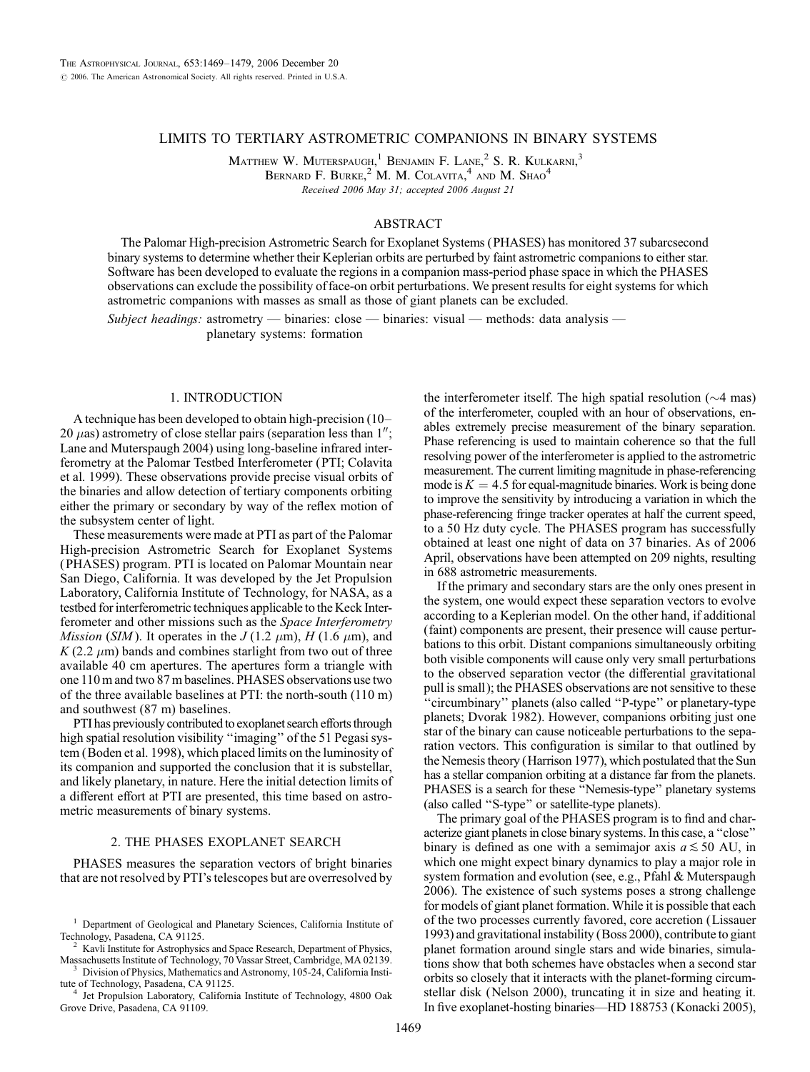# LIMITS TO TERTIARY ASTROMETRIC COMPANIONS IN BINARY SYSTEMS

Matthew W. Muterspaugh,[1] Benjamin F. Lane,[2] S. R. Kulkarni,[3] Bernard F. Burke,[2] M. M. Colavita,[4] and M. Shao[4]

*Received 2006 May 31; accepted 2006 August 21*

## ABSTRACT

The Palomar High-precision Astrometric Search for Exoplanet Systems (PHASES) has monitored 37 subarcsecond binary systems to determine whether their Keplerian orbits are perturbed by faint astrometric companions to either star. Software has been developed to evaluate the regions in a companion mass-period phase space in which the PHASES observations can exclude the possibility of face-on orbit perturbations. We present results for eight systems for which astrometric companions with masses as small as those of giant planets can be excluded.

*Subject headings:* astrometry — binaries: close — binaries: visual — methods: data analysis — planetary systems: formation

## 1. INTRODUCTION

A technique has been developed to obtain high-precision (10–20 $\mu$as) astrometry of close stellar pairs (separation less than 1″; Lane and Muterspaugh 2004) using long-baseline infrared interferometry at the Palomar Testbed Interferometer (PTI; Colavita et al. 1999). These observations provide precise visual orbits of the binaries and allow detection of tertiary components orbiting either the primary or secondary by way of the reflex motion of the subsystem center of light.

These measurements were made at PTI as part of the Palomar High-precision Astrometric Search for Exoplanet Systems (PHASES) program. PTI is located on Palomar Mountain near San Diego, California. It was developed by the Jet Propulsion Laboratory, California Institute of Technology, for NASA, as a testbed for interferometric techniques applicable to the Keck Interferometer and other missions such as the *Space Interferometry Mission* (*SIM*). It operates in the *J* (1.2 $\mu$m), *H* (1.6 $\mu$m), and *K* (2.2 $\mu$m) bands and combines starlight from two out of three available 40 cm apertures. The apertures form a triangle with one 110 m and two 87 m baselines. PHASES observations use two of the three available baselines at PTI: the north-south (110 m) and southwest (87 m) baselines.

PTI has previously contributed to exoplanet search efforts through high spatial resolution visibility "imaging" of the 51 Pegasi system (Boden et al. 1998), which placed limits on the luminosity of its companion and supported the conclusion that it is substellar, and likely planetary, in nature. Here the initial detection limits of a different effort at PTI are presented, this time based on astrometric measurements of binary systems.

## 2. THE PHASES EXOPLANET SEARCH

PHASES measures the separation vectors of bright binaries that are not resolved by PTI's telescopes but are overresolved by the interferometer itself. The high spatial resolution (~4 mas) of the interferometer, coupled with an hour of observations, enables extremely precise measurement of the binary separation. Phase referencing is used to maintain coherence so that the full resolving power of the interferometer is applied to the astrometric measurement. The current limiting magnitude in phase-referencing mode is $K = 4.5$ for equal-magnitude binaries. Work is being done to improve the sensitivity by introducing a variation in which the phase-referencing fringe tracker operates at half the current speed, to a 50 Hz duty cycle. The PHASES program has successfully obtained at least one night of data on 37 binaries. As of 2006 April, observations have been attempted on 209 nights, resulting in 688 astrometric measurements.

If the primary and secondary stars are the only ones present in the system, one would expect these separation vectors to evolve according to a Keplerian model. On the other hand, if additional (faint) components are present, their presence will cause perturbations to this orbit. Distant companions simultaneously orbiting both visible components will cause only very small perturbations to the observed separation vector (the differential gravitational pull is small); the PHASES observations are not sensitive to these "circumbinary" planets (also called "P-type" or planetary-type planets; Dvorak 1982). However, companions orbiting just one star of the binary can cause noticeable perturbations to the separation vectors. This configuration is similar to that outlined by the Nemesis theory (Harrison 1977), which postulated that the Sun has a stellar companion orbiting at a distance far from the planets. PHASES is a search for these "Nemesis-type" planetary systems (also called "S-type" or satellite-type planets).

The primary goal of the PHASES program is to find and characterize giant planets in close binary systems. In this case, a "close" binary is defined as one with a semimajor axis $a \lesssim 50$ AU, in which one might expect binary dynamics to play a major role in system formation and evolution (see, e.g., Pfahl & Muterspaugh 2006). The existence of such systems poses a strong challenge for models of giant planet formation. While it is possible that each of the two processes currently favored, core accretion (Lissauer 1993) and gravitational instability (Boss 2000), contribute to giant planet formation around single stars and wide binaries, simulations show that both schemes have obstacles when a second star orbits so closely that it interacts with the planet-forming circumstellar disk (Nelson 2000), truncating it in size and heating it. In five exoplanet-hosting binaries—HD 188753 (Konacki 2005),

[1] Department of Geological and Planetary Sciences, California Institute of Technology, Pasadena, CA 91125.

[2] Kavli Institute for Astrophysics and Space Research, Department of Physics, Massachusetts Institute of Technology, 70 Vassar Street, Cambridge, MA 02139.

[3] Division of Physics, Mathematics and Astronomy, 105-24, California Institute of Technology, Pasadena, CA 91125.

[4] Jet Propulsion Laboratory, California Institute of Technology, 4800 Oak Grove Drive, Pasadena, CA 91109.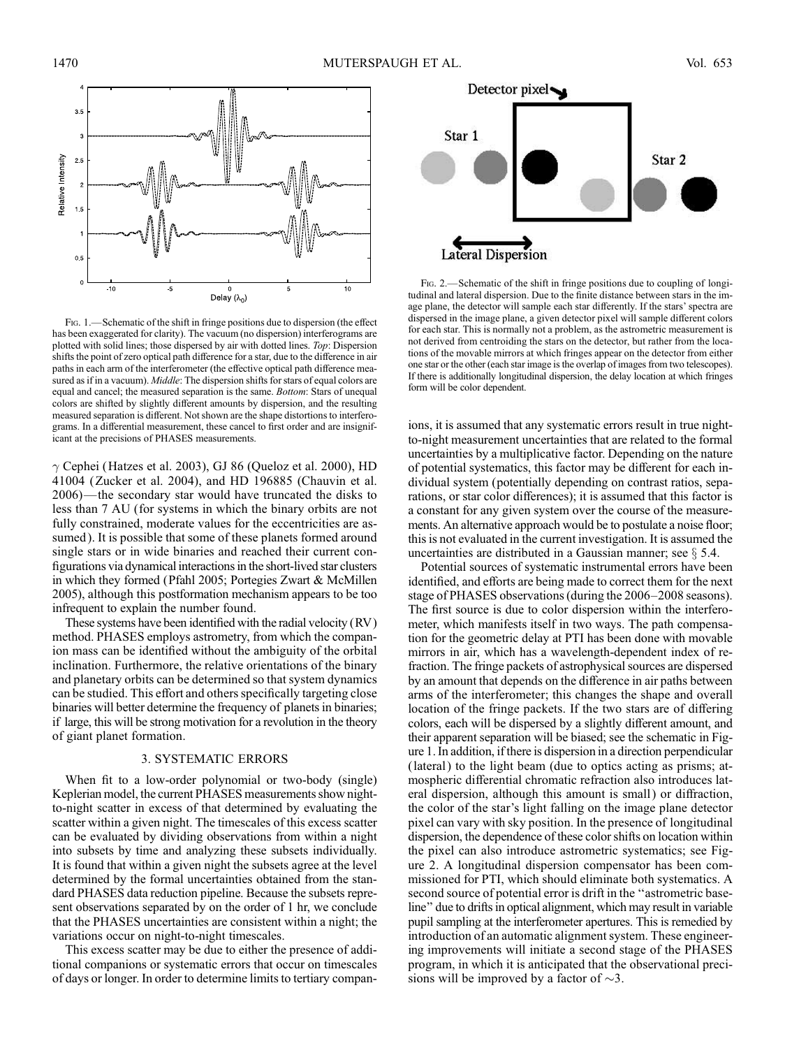Relative intensity

Delay ($\lambda_0$)

4
3.5
3
2.5
2
1.5
1
0.5
0

-10 -5 0 5 10

Fig. 1.—Schematic of the shift in fringe positions due to dispersion (the effect has been exaggerated for clarity). The vacuum (no dispersion) interferograms are plotted with solid lines; those dispersed by air with dotted lines. *Top*: Dispersion shifts the point of zero optical path difference for a star, due to the difference in air paths in each arm of the interferometer (the effective optical path difference measured as if in a vacuum). *Middle*: The dispersion shifts for stars of equal colors are equal and cancel; the measured separation is the same. *Bottom*: Stars of unequal colors are shifted by slightly different amounts by dispersion, and the resulting measured separation is different. Not shown are the shape distortions to interferograms. In a differential measurement, these cancel to first order and are insignificant at the precisions of PHASES measurements.

Detector pixel

Star 1

Star 2

Lateral Dispersion

Fig. 2.—Schematic of the shift in fringe positions due to coupling of longitudinal and lateral dispersion. Due to the finite distance between stars in the image plane, the detector will sample each star differently. If the stars' spectra are dispersed in the image plane, a given detector pixel will sample different colors for each star. This is normally not a problem, as the astrometric measurement is not derived from centroiding the stars on the detector, but rather from the locations of the movable mirrors at which fringes appear on the detector from either one star or the other (each star image is the overlap of images from two telescopes). If there is additionally longitudinal dispersion, the delay location at which fringes form will be color dependent.

$\gamma$ Cephei (Hatzes et al. 2003), GJ 86 (Queloz et al. 2000), HD 41004 (Zucker et al. 2004), and HD 196885 (Chauvin et al. 2006)—the secondary star would have truncated the disks to less than 7 AU (for systems in which the binary orbits are not fully constrained, moderate values for the eccentricities are assumed). It is possible that some of these planets formed around single stars or in wide binaries and reached their current configurations via dynamical interactions in the short-lived star clusters in which they formed (Pfahl 2005; Portegies Zwart & McMillen 2005), although this postformation mechanism appears to be too infrequent to explain the number found.

These systems have been identified with the radial velocity (RV) method. PHASES employs astrometry, from which the companion mass can be identified without the ambiguity of the orbital inclination. Furthermore, the relative orientations of the binary and planetary orbits can be determined so that system dynamics can be studied. This effort and others specifically targeting close binaries will better determine the frequency of planets in binaries; if large, this will be strong motivation for a revolution in the theory of giant planet formation.

## 3. SYSTEMATIC ERRORS

When fit to a low-order polynomial or two-body (single) Keplerian model, the current PHASES measurements show night-to-night scatter in excess of that determined by evaluating the scatter within a given night. The timescales of this excess scatter can be evaluated by dividing observations from within a night into subsets by time and analyzing these subsets individually. It is found that within a given night the subsets agree at the level determined by the formal uncertainties obtained from the standard PHASES data reduction pipeline. Because the subsets represent observations separated by on the order of 1 hr, we conclude that the PHASES uncertainties are consistent within a night; the variations occur on night-to-night timescales.

This excess scatter may be due to either the presence of additional companions or systematic errors that occur on timescales of days or longer. In order to determine limits to tertiary companions, it is assumed that any systematic errors result in true night-to-night measurement uncertainties that are related to the formal uncertainties by a multiplicative factor. Depending on the nature of potential systematics, this factor may be different for each individual system (potentially depending on contrast ratios, separations, or star color differences); it is assumed that this factor is a constant for any given system over the course of the measurements. An alternative approach would be to postulate a noise floor; this is not evaluated in the current investigation. It is assumed the uncertainties are distributed in a Gaussian manner; see § 5.4.

Potential sources of systematic instrumental errors have been identified, and efforts are being made to correct them for the next stage of PHASES observations (during the 2006–2008 seasons). The first source is due to color dispersion within the interferometer, which manifests itself in two ways. The path compensation for the geometric delay at PTI has been done with movable mirrors in air, which has a wavelength-dependent index of refraction. The fringe packets of astrophysical sources are dispersed by an amount that depends on the difference in air paths between arms of the interferometer; this changes the shape and overall location of the fringe packets. If the two stars are of differing colors, each will be dispersed by a slightly different amount, and their apparent separation will be biased; see the schematic in Figure 1. In addition, if there is dispersion in a direction perpendicular (lateral) to the light beam (due to optics acting as prisms; atmospheric differential chromatic refraction also introduces lateral dispersion, although this amount is small) or diffraction, the color of the star's light falling on the image plane detector pixel can vary with sky position. In the presence of longitudinal dispersion, the dependence of these color shifts on location within the pixel can also introduce astrometric systematics; see Figure 2. A longitudinal dispersion compensator has been commissioned for PTI, which should eliminate both systematics. A second source of potential error is drift in the "astrometric baseline" due to drifts in optical alignment, which may result in variable pupil sampling at the interferometer apertures. This is remedied by introduction of an automatic alignment system. These engineering improvements will initiate a second stage of the PHASES program, in which it is anticipated that the observational precisions will be improved by a factor of ~3.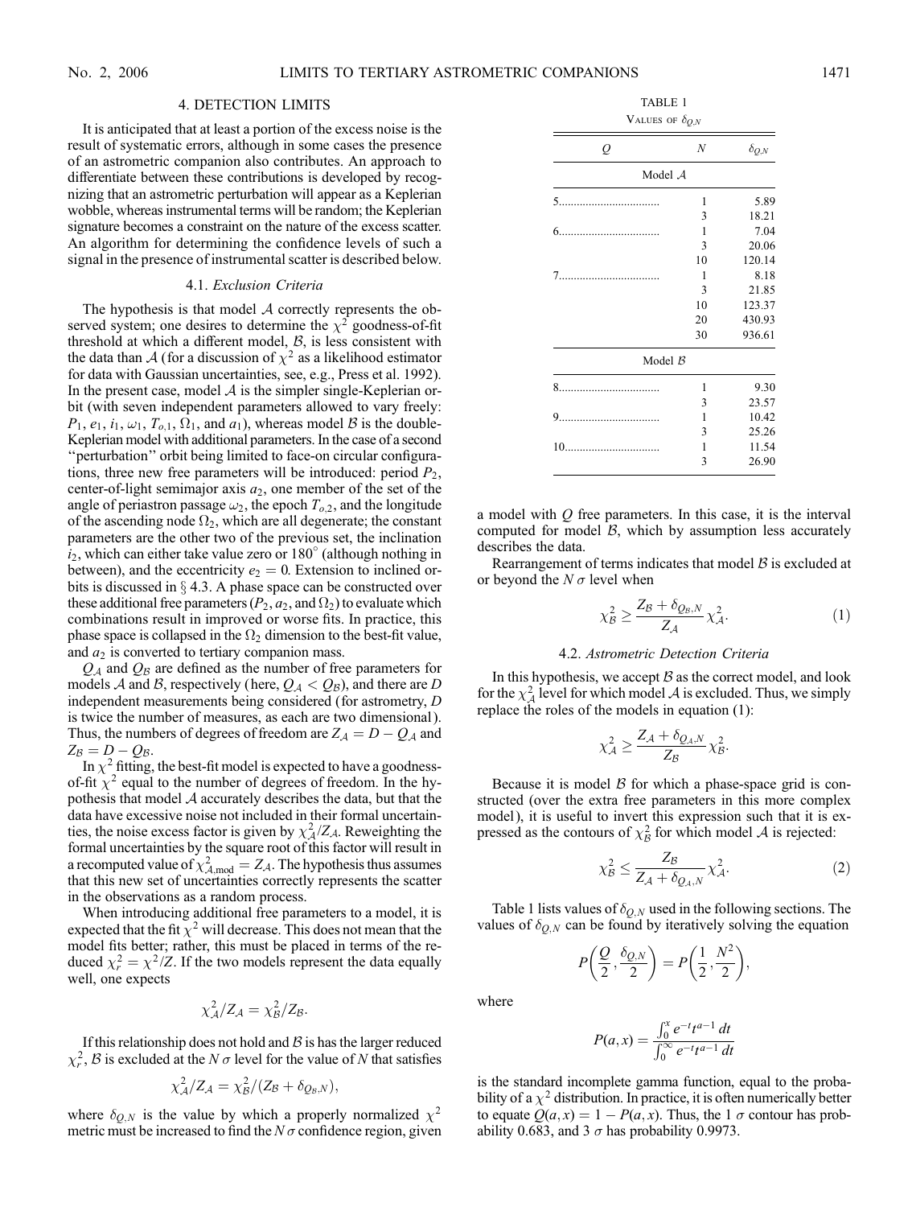## 4. DETECTION LIMITS

It is anticipated that at least a portion of the excess noise is the result of systematic errors, although in some cases the presence of an astrometric companion also contributes. An approach to differentiate between these contributions is developed by recognizing that an astrometric perturbation will appear as a Keplerian wobble, whereas instrumental terms will be random; the Keplerian signature becomes a constraint on the nature of the excess scatter. An algorithm for determining the confidence levels of such a signal in the presence of instrumental scatter is described below.

### 4.1. *Exclusion Criteria*

The hypothesis is that model $\mathcal{A}$ correctly represents the observed system; one desires to determine the $\chi^2$ goodness-of-fit threshold at which a different model, $\mathcal{B}$, is less consistent with the data than $\mathcal{A}$ (for a discussion of $\chi^2$ as a likelihood estimator for data with Gaussian uncertainties, see, e.g., Press et al. 1992). In the present case, model $\mathcal{A}$ is the simpler single-Keplerian orbit (with seven independent parameters allowed to vary freely: $P_1$, $e_1$, $i_1$, $\omega_1$, $T_{o,1}$, $\Omega_1$, and $a_1$), whereas model $\mathcal{B}$ is the double-Keplerian model with additional parameters. In the case of a second "perturbation" orbit being limited to face-on circular configurations, three new free parameters will be introduced: period $P_2$, center-of-light semimajor axis $a_2$, one member of the set of the angle of periastron passage $\omega_2$, the epoch $T_{o,2}$, and the longitude of the ascending node $\Omega_2$, which are all degenerate; the constant parameters are the other two of the previous set, the inclination $i_2$, which can either take value zero or 180° (although nothing in between), and the eccentricity $e_2 = 0$. Extension to inclined orbits is discussed in § 4.3. A phase space can be constructed over these additional free parameters ($P_2$, $a_2$, and $\Omega_2$) to evaluate which combinations result in improved or worse fits. In practice, this phase space is collapsed in the $\Omega_2$ dimension to the best-fit value, and $a_2$ is converted to tertiary companion mass.

$Q_\mathcal{A}$ and $Q_\mathcal{B}$ are defined as the number of free parameters for models $\mathcal{A}$ and $\mathcal{B}$, respectively (here, $Q_\mathcal{A} < Q_\mathcal{B}$), and there are $D$ independent measurements being considered (for astrometry, $D$ is twice the number of measures, as each are two dimensional). Thus, the numbers of degrees of freedom are $Z_\mathcal{A} = D - Q_\mathcal{A}$ and $Z_\mathcal{B} = D - Q_\mathcal{B}$.

In $\chi^2$ fitting, the best-fit model is expected to have a goodness-of-fit $\chi^2$ equal to the number of degrees of freedom. In the hypothesis that model $\mathcal{A}$ accurately describes the data, but that the data have excessive noise not included in their formal uncertainties, the noise excess factor is given by $\chi^2_\mathcal{A}/Z_\mathcal{A}$. Reweighting the formal uncertainties by the square root of this factor will result in a recomputed value of $\chi^2_{\mathcal{A},\text{mod}} = Z_\mathcal{A}$. The hypothesis thus assumes that this new set of uncertainties correctly represents the scatter in the observations as a random process.

When introducing additional free parameters to a model, it is expected that the fit $\chi^2$ will decrease. This does not mean that the model fits better; rather, this must be placed in terms of the reduced $\chi^2_r = \chi^2/Z$. If the two models represent the data equally well, one expects

$$\chi^2_\mathcal{A}/Z_\mathcal{A} = \chi^2_\mathcal{B}/Z_\mathcal{B}.$$

If this relationship does not hold and $\mathcal{B}$ is has the larger reduced $\chi^2_r$, $\mathcal{B}$ is excluded at the $N\,\sigma$ level for the value of $N$ that satisfies

$$\chi^2_\mathcal{A}/Z_\mathcal{A} = \chi^2_\mathcal{B}/(Z_\mathcal{B} + \delta_{Q_\mathcal{B},N}),$$

where $\delta_{Q,N}$ is the value by which a properly normalized $\chi^2$ metric must be increased to find the $N\,\sigma$ confidence region, given a model with $Q$ free parameters. In this case, it is the interval computed for model $\mathcal{B}$, which by assumption less accurately describes the data.

Rearrangement of terms indicates that model $\mathcal{B}$ is excluded at or beyond the $N\,\sigma$ level when

$$\chi^2_\mathcal{B} \geq \frac{Z_\mathcal{B} + \delta_{Q_\mathcal{B},N}}{Z_\mathcal{A}}\chi^2_\mathcal{A}. \tag{1}$$

### 4.2. *Astrometric Detection Criteria*

In this hypothesis, we accept $\mathcal{B}$ as the correct model, and look for the $\chi^2_\mathcal{A}$ level for which model $\mathcal{A}$ is excluded. Thus, we simply replace the roles of the models in equation (1):

$$\chi^2_\mathcal{A} \geq \frac{Z_\mathcal{A} + \delta_{Q_\mathcal{A},N}}{Z_\mathcal{B}}\chi^2_\mathcal{B}.$$

Because it is model $\mathcal{B}$ for which a phase-space grid is constructed (over the extra free parameters in this more complex model), it is useful to invert this expression such that it is expressed as the contours of $\chi^2_\mathcal{B}$ for which model $\mathcal{A}$ is rejected:

$$\chi^2_\mathcal{B} \leq \frac{Z_\mathcal{B}}{Z_\mathcal{A} + \delta_{Q_\mathcal{A},N}}\chi^2_\mathcal{A}. \tag{2}$$

Table 1 lists values of $\delta_{Q,N}$ used in the following sections. The values of $\delta_{Q,N}$ can be found by iteratively solving the equation

$$P\left(\frac{Q}{2}, \frac{\delta_{Q,N}}{2}\right) = P\left(\frac{1}{2}, \frac{N^2}{2}\right),$$

where

$$P(a, x) = \frac{\int_0^x e^{-t}t^{a-1}\,dt}{\int_0^\infty e^{-t}t^{a-1}\,dt}$$

is the standard incomplete gamma function, equal to the probability of a $\chi^2$ distribution. In practice, it is often numerically better to equate $Q(a, x) = 1 - P(a, x)$. Thus, the 1 $\sigma$ contour has probability 0.683, and 3 $\sigma$ has probability 0.9973.

TABLE 1

Values of $\delta_{Q,N}$

| $Q$ | $N$ | $\delta_{Q,N}$ |
|---|---|---|
| Model $\mathcal{A}$ | | |
| 5 | 1 | 5.89 |
| | 3 | 18.21 |
| 6 | 1 | 7.04 |
| | 3 | 20.06 |
| | 10 | 120.14 |
| 7 | 1 | 8.18 |
| | 3 | 21.85 |
| | 10 | 123.37 |
| | 20 | 430.93 |
| | 30 | 936.61 |
| Model $\mathcal{B}$ | | |
| 8 | 1 | 9.30 |
| | 3 | 23.57 |
| 9 | 1 | 10.42 |
| | 3 | 25.26 |
| 10 | 1 | 11.54 |
| | 3 | 26.90 |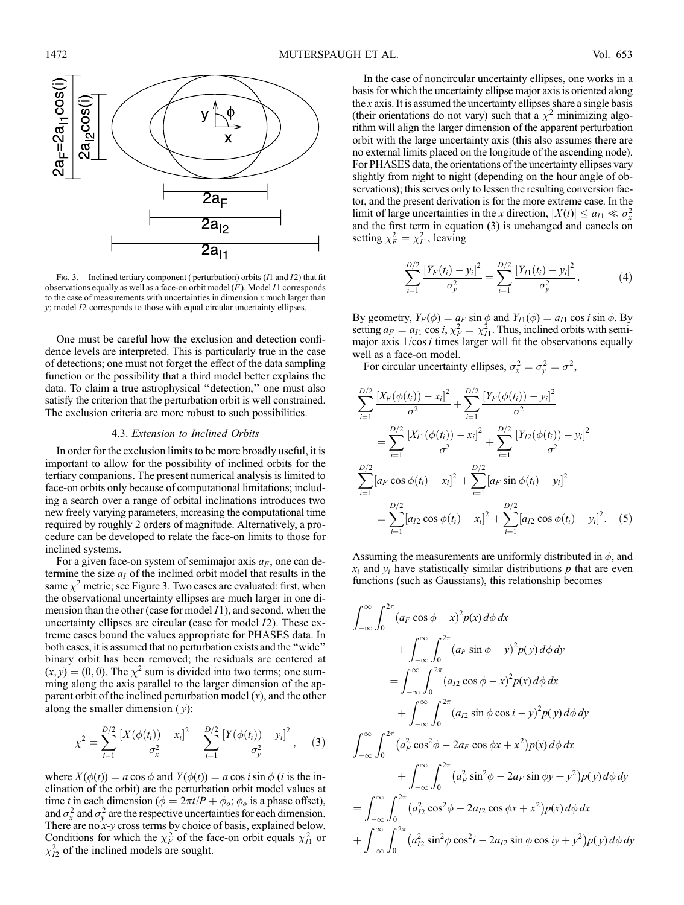Fig. 3.—Inclined tertiary component (perturbation) orbits ($I1$ and $I2$) that fit observations equally as well as a face-on orbit model ($F$). Model $I1$ corresponds to the case of measurements with uncertainties in dimension $x$ much larger than $y$; model $I2$ corresponds to those with equal circular uncertainty ellipses.

One must be careful how the exclusion and detection confidence levels are interpreted. This is particularly true in the case of detections; one must not forget the effect of the data sampling function or the possibility that a third model better explains the data. To claim a true astrophysical "detection," one must also satisfy the criterion that the perturbation orbit is well constrained. The exclusion criteria are more robust to such possibilities.

### 4.3. *Extension to Inclined Orbits*

In order for the exclusion limits to be more broadly useful, it is important to allow for the possibility of inclined orbits for the tertiary companions. The present numerical analysis is limited to face-on orbits only because of computational limitations; including a search over a range of orbital inclinations introduces two new freely varying parameters, increasing the computational time required by roughly 2 orders of magnitude. Alternatively, a procedure can be developed to relate the face-on limits to those for inclined systems.

For a given face-on system of semimajor axis $a_F$, one can determine the size $a_I$ of the inclined orbit model that results in the same $\chi^2$ metric; see Figure 3. Two cases are evaluated: first, when the observational uncertainty ellipses are much larger in one dimension than the other (case for model $I1$), and second, when the uncertainty ellipses are circular (case for model $I2$). These extreme cases bound the values appropriate for PHASES data. In both cases, it is assumed that no perturbation exists and the "wide" binary orbit has been removed; the residuals are centered at $(x, y) = (0, 0)$. The $\chi^2$ sum is divided into two terms; one summing along the axis parallel to the larger dimension of the apparent orbit of the inclined perturbation model ($x$), and the other along the smaller dimension ($y$):

$$\chi^2 = \sum_{i=1}^{D/2} \frac{[X(\phi(t_i)) - x_i]^2}{\sigma_x^2} + \sum_{i=1}^{D/2} \frac{[Y(\phi(t_i)) - y_i]^2}{\sigma_y^2}, \quad (3)$$

where $X(\phi(t)) = a \cos \phi$ and $Y(\phi(t)) = a \cos i \sin \phi$ ($i$ is the inclination of the orbit) are the perturbation orbit model values at time $t$ in each dimension ($\phi = 2\pi t/P + \phi_o$; $\phi_o$ is a phase offset), and $\sigma_x^2$ and $\sigma_y^2$ are the respective uncertainties for each dimension. There are no $x$-$y$ cross terms by choice of basis, explained below. Conditions for which the $\chi_F^2$ of the face-on orbit equals $\chi_{I1}^2$ or $\chi_{I2}^2$ of the inclined models are sought.

In the case of noncircular uncertainty ellipses, one works in a basis for which the uncertainty ellipse major axis is oriented along the $x$ axis. It is assumed the uncertainty ellipses share a single basis (their orientations do not vary) such that a $\chi^2$ minimizing algorithm will align the larger dimension of the apparent perturbation orbit with the large uncertainty axis (this also assumes there are no external limits placed on the longitude of the ascending node). For PHASES data, the orientations of the uncertainty ellipses vary slightly from night to night (depending on the hour angle of observations); this serves only to lessen the resulting conversion factor, and the present derivation is for the more extreme case. In the limit of large uncertainties in the $x$ direction, $|X(t)| \leq a_{I1} \ll \sigma_x^2$ and the first term in equation (3) is unchanged and cancels on setting $\chi_F^2 = \chi_{I1}^2$, leaving

$$\sum_{i=1}^{D/2} \frac{[Y_F(t_i) - y_i]^2}{\sigma_y^2} = \sum_{i=1}^{D/2} \frac{[Y_{I1}(t_i) - y_i]^2}{\sigma_y^2}. \quad (4)$$

By geometry, $Y_F(\phi) = a_F \sin \phi$ and $Y_{I1}(\phi) = a_{I1} \cos i \sin \phi$. By setting $a_F = a_{I1} \cos i$, $\chi_F^2 = \chi_{I1}^2$. Thus, inclined orbits with semimajor axis $1/\cos i$ times larger will fit the observations equally well as a face-on model.

For circular uncertainty ellipses, $\sigma_x^2 = \sigma_y^2 = \sigma^2$,

$$\sum_{i=1}^{D/2} \frac{[X_F(\phi(t_i)) - x_i]^2}{\sigma^2} + \sum_{i=1}^{D/2} \frac{[Y_F(\phi(t_i)) - y_i]^2}{\sigma^2}$$
$$= \sum_{i=1}^{D/2} \frac{[X_{I1}(\phi(t_i)) - x_i]^2}{\sigma^2} + \sum_{i=1}^{D/2} \frac{[Y_{I2}(\phi(t_i)) - y_i]^2}{\sigma^2}$$
$$\sum_{i=1}^{D/2} [a_F \cos \phi(t_i) - x_i]^2 + \sum_{i=1}^{D/2} [a_F \sin \phi(t_i) - y_i]^2$$
$$= \sum_{i=1}^{D/2} [a_{I2} \cos \phi(t_i) - x_i]^2 + \sum_{i=1}^{D/2} [a_{I2} \cos \phi(t_i) - y_i]^2. \quad (5)$$

Assuming the measurements are uniformly distributed in $\phi$, and $x_i$ and $y_i$ have statistically similar distributions $p$ that are even functions (such as Gaussians), this relationship becomes

$$\int_{-\infty}^{\infty} \int_0^{2\pi} (a_F \cos \phi - x)^2 p(x)\, d\phi\, dx + \int_{-\infty}^{\infty} \int_0^{2\pi} (a_F \sin \phi - y)^2 p(y)\, d\phi\, dy$$
$$= \int_{-\infty}^{\infty} \int_0^{2\pi} (a_{I2} \cos \phi - x)^2 p(x)\, d\phi\, dx + \int_{-\infty}^{\infty} \int_0^{2\pi} (a_{I2} \sin \phi \cos i - y)^2 p(y)\, d\phi\, dy$$
$$\int_{-\infty}^{\infty} \int_0^{2\pi} \left(a_F^2 \cos^2 \phi - 2a_F \cos \phi x + x^2\right) p(x)\, d\phi\, dx + \int_{-\infty}^{\infty} \int_0^{2\pi} \left(a_F^2 \sin^2 \phi - 2a_F \sin \phi y + y^2\right) p(y)\, d\phi\, dy$$
$$= \int_{-\infty}^{\infty} \int_0^{2\pi} \left(a_{I2}^2 \cos^2 \phi - 2a_{I2} \cos \phi x + x^2\right) p(x)\, d\phi\, dx$$
$$+ \int_{-\infty}^{\infty} \int_0^{2\pi} \left(a_{I2}^2 \sin^2 \phi \cos^2 i - 2a_{I2} \sin \phi \cos i y + y^2\right) p(y)\, d\phi\, dy$$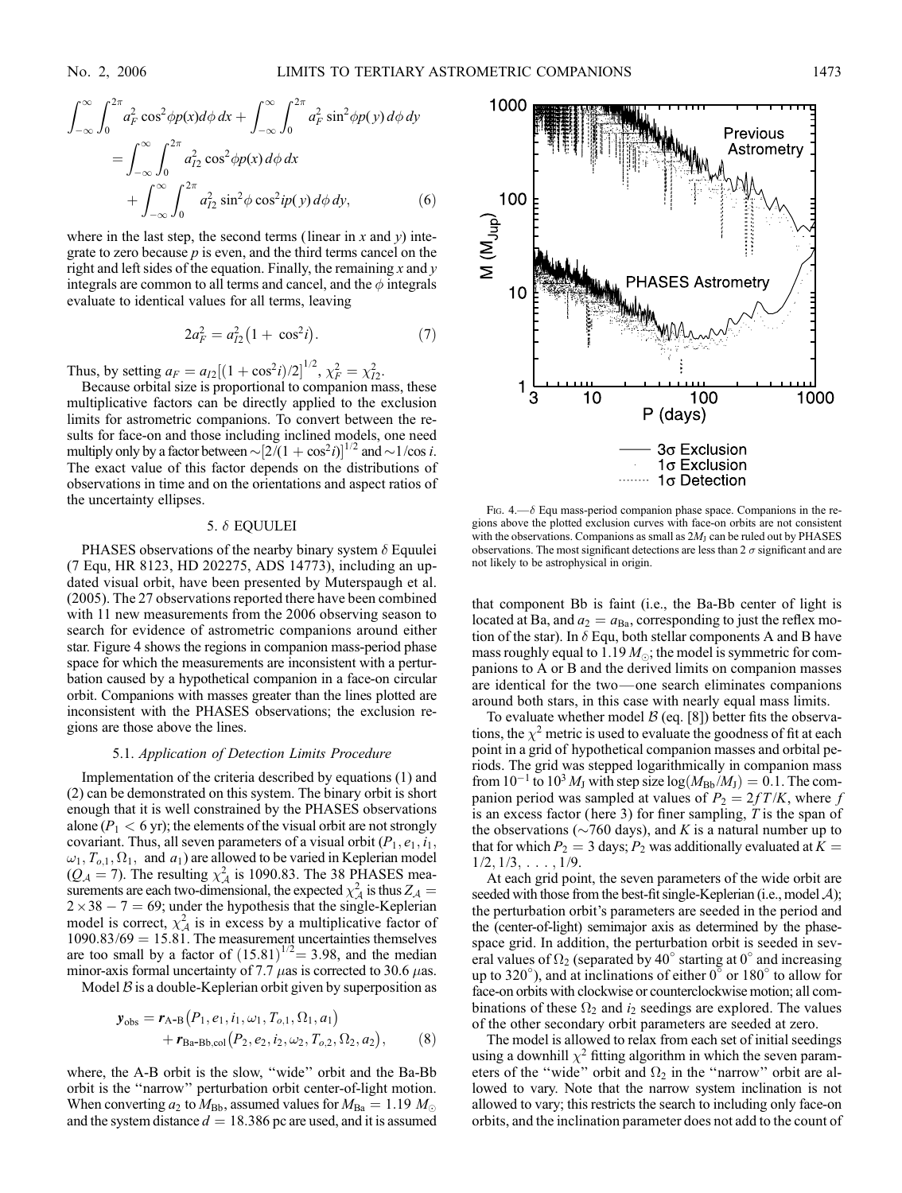$$\int_{-\infty}^{\infty}\int_{0}^{2\pi} a_F^2 \cos^2\phi p(x) d\phi\, dx + \int_{-\infty}^{\infty}\int_{0}^{2\pi} a_F^2 \sin^2\phi p(y)\, d\phi\, dy$$
$$= \int_{-\infty}^{\infty}\int_{0}^{2\pi} a_{I2}^2 \cos^2\phi p(x)\, d\phi\, dx$$
$$+ \int_{-\infty}^{\infty}\int_{0}^{2\pi} a_{I2}^2 \sin^2\phi \cos^2 i p(y)\, d\phi\, dy, \tag{6}$$

where in the last step, the second terms (linear in $x$ and $y$) integrate to zero because $p$ is even, and the third terms cancel on the right and left sides of the equation. Finally, the remaining $x$ and $y$ integrals are common to all terms and cancel, and the $\phi$ integrals evaluate to identical values for all terms, leaving

$$2a_F^2 = a_{I2}^2\left(1 + \cos^2 i\right). \tag{7}$$

Thus, by setting $a_F = a_{I2}[(1+\cos^2 i)/2]^{1/2}$, $\chi_F^2 = \chi_{I2}^2$.

Because orbital size is proportional to companion mass, these multiplicative factors can be directly applied to the exclusion limits for astrometric companions. To convert between the results for face-on and those including inclined models, one need multiply only by a factor between $\sim[2/(1+\cos^2 i)]^{1/2}$ and $\sim 1/\cos i$. The exact value of this factor depends on the distributions of observations in time and on the orientations and aspect ratios of the uncertainty ellipses.

## 5. $\delta$ EQUULEI

PHASES observations of the nearby binary system $\delta$ Equulei (7 Equ, HR 8123, HD 202275, ADS 14773), including an updated visual orbit, have been presented by Muterspaugh et al. (2005). The 27 observations reported there have been combined with 11 new measurements from the 2006 observing season to search for evidence of astrometric companions around either star. Figure 4 shows the regions in companion mass-period phase space for which the measurements are inconsistent with a perturbation caused by a hypothetical companion in a face-on circular orbit. Companions with masses greater than the lines plotted are inconsistent with the PHASES observations; the exclusion regions are those above the lines.

### 5.1. *Application of Detection Limits Procedure*

Implementation of the criteria described by equations (1) and (2) can be demonstrated on this system. The binary orbit is short enough that it is well constrained by the PHASES observations alone ($P_1 < 6$ yr); the elements of the visual orbit are not strongly covariant. Thus, all seven parameters of a visual orbit ($P_1, e_1, i_1, \omega_1, T_{o,1}, \Omega_1$, and $a_1$) are allowed to be varied in Keplerian model ($Q_{\mathcal{A}} = 7$). The resulting $\chi_{\mathcal{A}}^2$ is 1090.83. The 38 PHASES measurements are each two-dimensional, the expected $\chi_{\mathcal{A}}^2$ is thus $Z_{\mathcal{A}} = 2 \times 38 - 7 = 69$; under the hypothesis that the single-Keplerian model is correct, $\chi_{\mathcal{A}}^2$ is in excess by a multiplicative factor of $1090.83/69 = 15.81$. The measurement uncertainties themselves are too small by a factor of $(15.81)^{1/2} = 3.98$, and the median minor-axis formal uncertainty of 7.7 $\mu$as is corrected to 30.6 $\mu$as.

Model $\mathcal{B}$ is a double-Keplerian orbit given by superposition as

$$\boldsymbol{y}_{\rm obs} = \boldsymbol{r}_{\rm A\text{-}B}\left(P_1, e_1, i_1, \omega_1, T_{o,1}, \Omega_1, a_1\right) + \boldsymbol{r}_{\rm Ba\text{-}Bb,col}\left(P_2, e_2, i_2, \omega_2, T_{o,2}, \Omega_2, a_2\right), \tag{8}$$

where, the A-B orbit is the slow, "wide" orbit and the Ba-Bb orbit is the "narrow" perturbation orbit center-of-light motion. When converting $a_2$ to $M_{\rm Bb}$, assumed values for $M_{\rm Ba} = 1.19\ M_\odot$ and the system distance $d = 18.386$ pc are used, and it is assumed that component Bb is faint (i.e., the Ba-Bb center of light is located at Ba, and $a_2 = a_{\rm Ba}$, corresponding to just the reflex motion of the star). In $\delta$ Equ, both stellar components A and B have mass roughly equal to $1.19\ M_\odot$; the model is symmetric for companions to A or B and the derived limits on companion masses are identical for the two—one search eliminates companions around both stars, in this case with nearly equal mass limits.

Fig. 4.—$\delta$ Equ mass-period companion phase space. Companions in the regions above the plotted exclusion curves with face-on orbits are not consistent with the observations. Companions as small as $2M_{\rm J}$ can be ruled out by PHASES observations. The most significant detections are less than 2 $\sigma$ significant and are not likely to be astrophysical in origin.

To evaluate whether model $\mathcal{B}$ (eq. [8]) better fits the observations, the $\chi^2$ metric is used to evaluate the goodness of fit at each point in a grid of hypothetical companion masses and orbital periods. The grid was stepped logarithmically in companion mass from $10^{-1}$ to $10^3\ M_{\rm J}$ with step size $\log(M_{\rm Bb}/M_{\rm J}) = 0.1$. The companion period was sampled at values of $P_2 = 2fT/K$, where $f$ is an excess factor (here 3) for finer sampling, $T$ is the span of the observations ($\sim$760 days), and $K$ is a natural number up to that for which $P_2 = 3$ days; $P_2$ was additionally evaluated at $K = 1/2, 1/3, \ldots, 1/9$.

At each grid point, the seven parameters of the wide orbit are seeded with those from the best-fit single-Keplerian (i.e., model $\mathcal{A}$); the perturbation orbit's parameters are seeded in the period and the (center-of-light) semimajor axis as determined by the phase-space grid. In addition, the perturbation orbit is seeded in several values of $\Omega_2$ (separated by 40° starting at 0° and increasing up to 320°), and at inclinations of either 0° or 180° to allow for face-on orbits with clockwise or counterclockwise motion; all combinations of these $\Omega_2$ and $i_2$ seedings are explored. The values of the other secondary orbit parameters are seeded at zero.

The model is allowed to relax from each set of initial seedings using a downhill $\chi^2$ fitting algorithm in which the seven parameters of the "wide" orbit and $\Omega_2$ in the "narrow" orbit are allowed to vary. Note that the narrow system inclination is not allowed to vary; this restricts the search to including only face-on orbits, and the inclination parameter does not add to the count of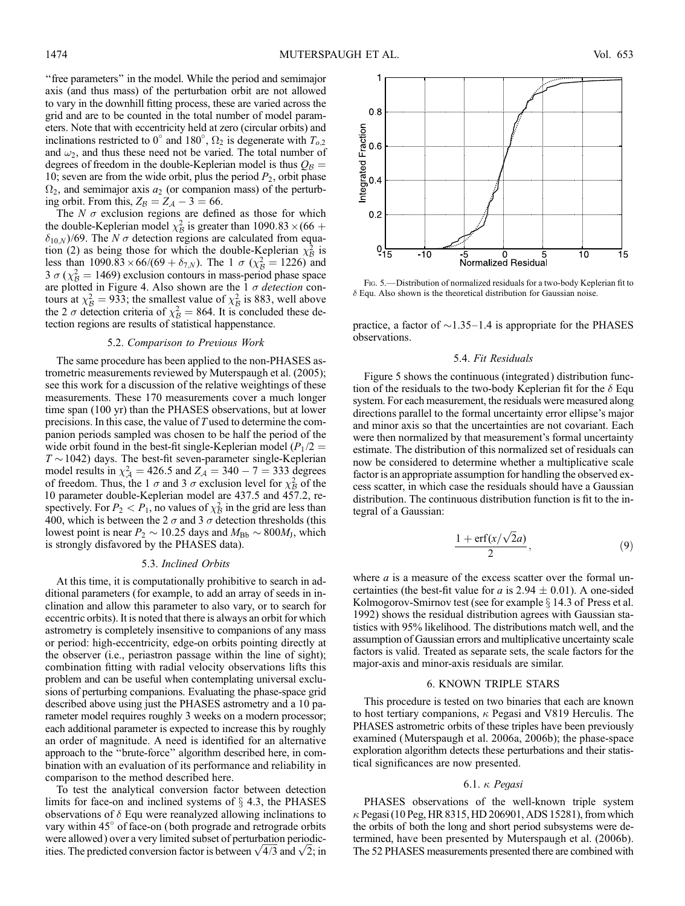"free parameters" in the model. While the period and semimajor axis (and thus mass) of the perturbation orbit are not allowed to vary in the downhill fitting process, these are varied across the grid and are to be counted in the total number of model parameters. Note that with eccentricity held at zero (circular orbits) and inclinations restricted to 0° and 180°, $\Omega_2$ is degenerate with $T_{o,2}$ and $\omega_2$, and thus these need not be varied. The total number of degrees of freedom in the double-Keplerian model is thus $Q_\mathcal{B} = 10$; seven are from the wide orbit, plus the period $P_2$, orbit phase $\Omega_2$, and semimajor axis $a_2$ (or companion mass) of the perturbing orbit. From this, $Z_\mathcal{B} = Z_\mathcal{A} - 3 = 66$.

The $N$ $\sigma$ exclusion regions are defined as those for which the double-Keplerian model $\chi^2_\mathcal{B}$ is greater than $1090.83 \times (66 + \delta_{10,N})/69$. The $N$ $\sigma$ detection regions are calculated from equation (2) as being those for which the double-Keplerian $\chi^2_\mathcal{B}$ is less than $1090.83 \times 66/(69 + \delta_{7,N})$. The 1 $\sigma$ ($\chi^2_\mathcal{B} = 1226$) and 3 $\sigma$ ($\chi^2_\mathcal{B} = 1469$) exclusion contours in mass-period phase space are plotted in Figure 4. Also shown are the 1 $\sigma$ *detection* contours at $\chi^2_\mathcal{B} = 933$; the smallest value of $\chi^2_\mathcal{B}$ is 883, well above the 2 $\sigma$ detection criteria of $\chi^2_\mathcal{B} = 864$. It is concluded these detection regions are results of statistical happenstance.

### 5.2. *Comparison to Previous Work*

The same procedure has been applied to the non-PHASES astrometric measurements reviewed by Muterspaugh et al. (2005); see this work for a discussion of the relative weightings of these measurements. These 170 measurements cover a much longer time span (100 yr) than the PHASES observations, but at lower precisions. In this case, the value of $T$ used to determine the companion periods sampled was chosen to be half the period of the wide orbit found in the best-fit single-Keplerian model ($P_1/2 = T \sim 1042$) days. The best-fit seven-parameter single-Keplerian model results in $\chi^2_\mathcal{A} = 426.5$ and $Z_\mathcal{A} = 340 - 7 = 333$ degrees of freedom. Thus, the 1 $\sigma$ and 3 $\sigma$ exclusion level for $\chi^2_\mathcal{B}$ of the 10 parameter double-Keplerian model are 437.5 and 457.2, respectively. For $P_2 < P_1$, no values of $\chi^2_\mathcal{B}$ in the grid are less than 400, which is between the 2 $\sigma$ and 3 $\sigma$ detection thresholds (this lowest point is near $P_2 \sim 10.25$ days and $M_{\rm Bb} \sim 800 M_{\rm J}$, which is strongly disfavored by the PHASES data).

### 5.3. *Inclined Orbits*

At this time, it is computationally prohibitive to search in additional parameters (for example, to add an array of seeds in inclination and allow this parameter to also vary, or to search for eccentric orbits). It is noted that there is always an orbit for which astrometry is completely insensitive to companions of any mass or period: high-eccentricity, edge-on orbits pointing directly at the observer (i.e., periastron passage within the line of sight); combination fitting with radial velocity observations lifts this problem and can be useful when contemplating universal exclusions of perturbing companions. Evaluating the phase-space grid described above using just the PHASES astrometry and a 10 parameter model requires roughly 3 weeks on a modern processor; each additional parameter is expected to increase this by roughly an order of magnitude. A need is identified for an alternative approach to the "brute-force" algorithm described here, in combination with an evaluation of its performance and reliability in comparison to the method described here.

To test the analytical conversion factor between detection limits for face-on and inclined systems of § 4.3, the PHASES observations of $\delta$ Equ were reanalyzed allowing inclinations to vary within 45° of face-on (both prograde and retrograde orbits were allowed) over a very limited subset of perturbation periodicities. The predicted conversion factor is between $\sqrt{4/3}$ and $\sqrt{2}$; in practice, a factor of ~1.35–1.4 is appropriate for the PHASES observations.

Fig. 5.—Distribution of normalized residuals for a two-body Keplerian fit to $\delta$ Equ. Also shown is the theoretical distribution for Gaussian noise.

### 5.4. *Fit Residuals*

Figure 5 shows the continuous (integrated) distribution function of the residuals to the two-body Keplerian fit for the $\delta$ Equ system. For each measurement, the residuals were measured along directions parallel to the formal uncertainty error ellipse's major and minor axis so that the uncertainties are not covariant. Each were then normalized by that measurement's formal uncertainty estimate. The distribution of this normalized set of residuals can now be considered to determine whether a multiplicative scale factor is an appropriate assumption for handling the observed excess scatter, in which case the residuals should have a Gaussian distribution. The continuous distribution function is fit to the integral of a Gaussian:

$$\frac{1 + \mathrm{erf}(x/\sqrt{2}a)}{2}, \tag{9}$$

where $a$ is a measure of the excess scatter over the formal uncertainties (the best-fit value for $a$ is $2.94 \pm 0.01$). A one-sided Kolmogorov-Smirnov test (see for example § 14.3 of Press et al. 1992) shows the residual distribution agrees with Gaussian statistics with 95% likelihood. The distributions match well, and the assumption of Gaussian errors and multiplicative uncertainty scale factors is valid. Treated as separate sets, the scale factors for the major-axis and minor-axis residuals are similar.

## 6. KNOWN TRIPLE STARS

This procedure is tested on two binaries that each are known to host tertiary companions, $\kappa$ Pegasi and V819 Herculis. The PHASES astrometric orbits of these triples have been previously examined (Muterspaugh et al. 2006a, 2006b); the phase-space exploration algorithm detects these perturbations and their statistical significances are now presented.

### 6.1. *κ Pegasi*

PHASES observations of the well-known triple system $\kappa$ Pegasi (10 Peg, HR 8315, HD 206901, ADS 15281), from which the orbits of both the long and short period subsystems were determined, have been presented by Muterspaugh et al. (2006b). The 52 PHASES measurements presented there are combined with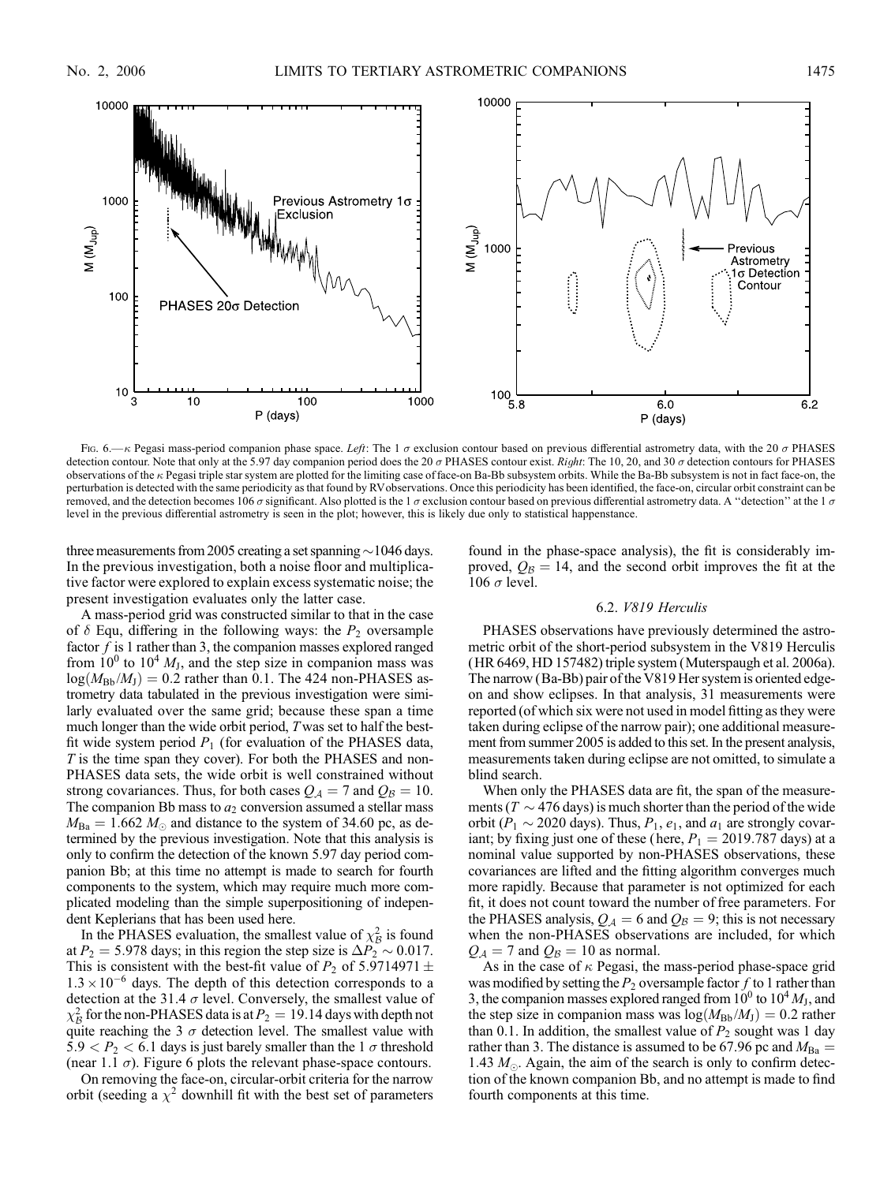Fig. 6.—$\kappa$ Pegasi mass-period companion phase space. *Left*: The 1 $\sigma$ exclusion contour based on previous differential astrometry data, with the 20 $\sigma$ PHASES detection contour. Note that only at the 5.97 day companion period does the 20 $\sigma$ PHASES contour exist. *Right*: The 10, 20, and 30 $\sigma$ detection contours for PHASES observations of the $\kappa$ Pegasi triple star system are plotted for the limiting case of face-on Ba-Bb subsystem orbits. While the Ba-Bb subsystem is not in fact face-on, the perturbation is detected with the same periodicity as that found by RV observations. Once this periodicity has been identified, the face-on, circular orbit constraint can be removed, and the detection becomes 106 $\sigma$ significant. Also plotted is the 1 $\sigma$ exclusion contour based on previous differential astrometry data. A "detection" at the 1 $\sigma$ level in the previous differential astrometry is seen in the plot; however, this is likely due only to statistical happenstance.

three measurements from 2005 creating a set spanning ~1046 days. In the previous investigation, both a noise floor and multiplicative factor were explored to explain excess systematic noise; the present investigation evaluates only the latter case.

A mass-period grid was constructed similar to that in the case of $\delta$ Equ, differing in the following ways: the $P_2$ oversample factor $f$ is 1 rather than 3, the companion masses explored ranged from $10^0$ to $10^4$ $M_J$, and the step size in companion mass was $\log(M_{Bb}/M_J) = 0.2$ rather than 0.1. The 424 non-PHASES astrometry data tabulated in the previous investigation were similarly evaluated over the same grid; because these span a time much longer than the wide orbit period, $T$ was set to half the best-fit wide system period $P_1$ (for evaluation of the PHASES data, $T$ is the time span they cover). For both the PHASES and non-PHASES data sets, the wide orbit is well constrained without strong covariances. Thus, for both cases $Q_{\mathcal{A}} = 7$ and $Q_{\mathcal{B}} = 10$. The companion Bb mass to $a_2$ conversion assumed a stellar mass $M_{Ba} = 1.662$ $M_{\odot}$ and distance to the system of 34.60 pc, as determined by the previous investigation. Note that this analysis is only to confirm the detection of the known 5.97 day period companion Bb; at this time no attempt is made to search for fourth components to the system, which may require much more complicated modeling than the simple superpositioning of independent Keplerians that has been used here.

In the PHASES evaluation, the smallest value of $\chi^2_{\mathcal{B}}$ is found at $P_2 = 5.978$ days; in this region the step size is $\Delta P_2 \sim 0.017$. This is consistent with the best-fit value of $P_2$ of $5.9714971 \pm 1.3 \times 10^{-6}$ days. The depth of this detection corresponds to a detection at the 31.4 $\sigma$ level. Conversely, the smallest value of $\chi^2_{\mathcal{B}}$ for the non-PHASES data is at $P_2 = 19.14$ days with depth not quite reaching the 3 $\sigma$ detection level. The smallest value with $5.9 < P_2 < 6.1$ days is just barely smaller than the 1 $\sigma$ threshold (near 1.1 $\sigma$). Figure 6 plots the relevant phase-space contours.

On removing the face-on, circular-orbit criteria for the narrow orbit (seeding a $\chi^2$ downhill fit with the best set of parameters found in the phase-space analysis), the fit is considerably improved, $Q_{\mathcal{B}} = 14$, and the second orbit improves the fit at the 106 $\sigma$ level.

### 6.2. *V819 Herculis*

PHASES observations have previously determined the astrometric orbit of the short-period subsystem in the V819 Herculis (HR 6469, HD 157482) triple system (Muterspaugh et al. 2006a). The narrow (Ba-Bb) pair of the V819 Her system is oriented edge-on and show eclipses. In that analysis, 31 measurements were reported (of which six were not used in model fitting as they were taken during eclipse of the narrow pair); one additional measurement from summer 2005 is added to this set. In the present analysis, measurements taken during eclipse are not omitted, to simulate a blind search.

When only the PHASES data are fit, the span of the measurements ($T \sim 476$ days) is much shorter than the period of the wide orbit ($P_1 \sim 2020$ days). Thus, $P_1$, $e_1$, and $a_1$ are strongly covariant; by fixing just one of these (here, $P_1 = 2019.787$ days) at a nominal value supported by non-PHASES observations, these covariances are lifted and the fitting algorithm converges much more rapidly. Because that parameter is not optimized for each fit, it does not count toward the number of free parameters. For the PHASES analysis, $Q_{\mathcal{A}} = 6$ and $Q_{\mathcal{B}} = 9$; this is not necessary when the non-PHASES observations are included, for which $Q_{\mathcal{A}} = 7$ and $Q_{\mathcal{B}} = 10$ as normal.

As in the case of $\kappa$ Pegasi, the mass-period phase-space grid was modified by setting the $P_2$ oversample factor $f$ to 1 rather than 3, the companion masses explored ranged from $10^0$ to $10^4$ $M_J$, and the step size in companion mass was $\log(M_{Bb}/M_J) = 0.2$ rather than 0.1. In addition, the smallest value of $P_2$ sought was 1 day rather than 3. The distance is assumed to be 67.96 pc and $M_{Ba} = 1.43$ $M_{\odot}$. Again, the aim of the search is only to confirm detection of the known companion Bb, and no attempt is made to find fourth components at this time.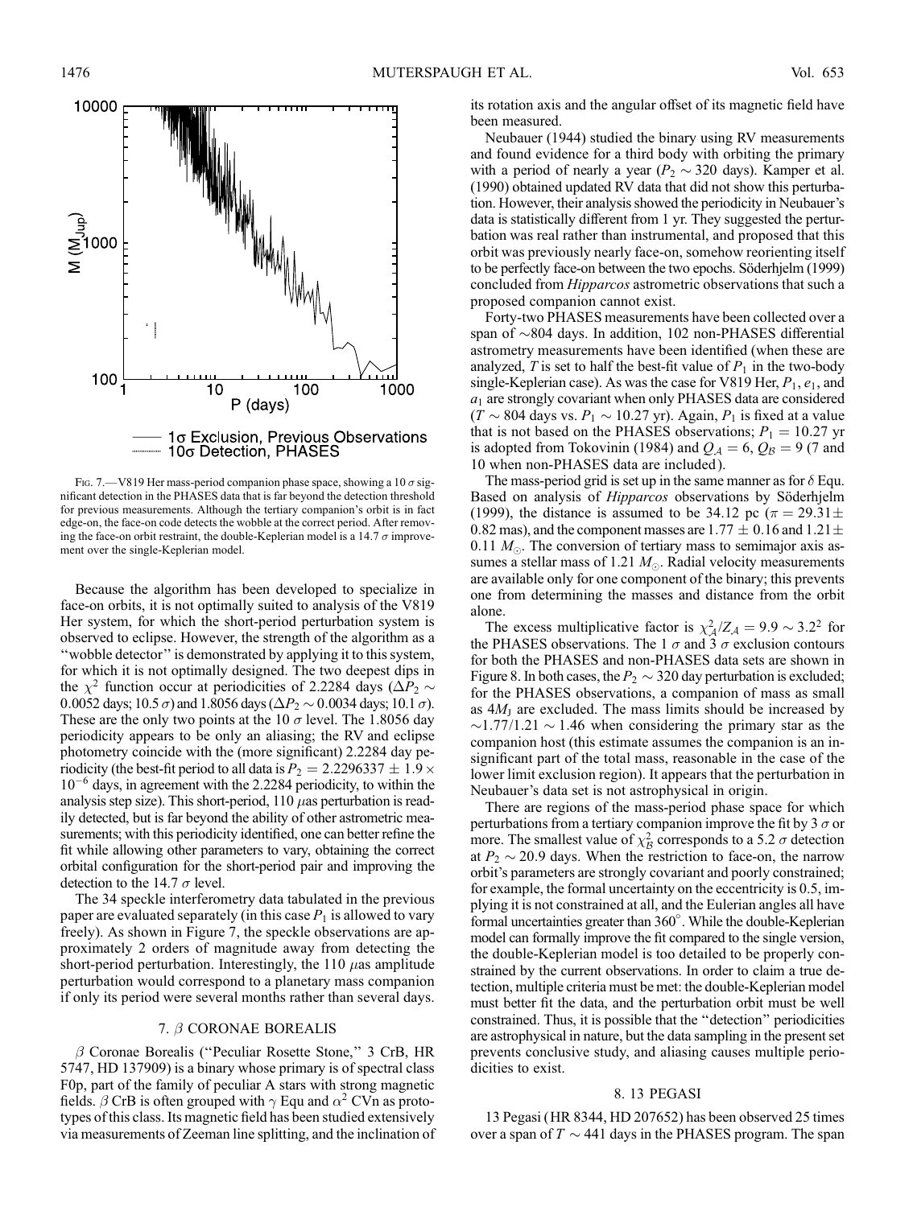Fig. 7.—V819 Her mass-period companion phase space, showing a 10 $\sigma$ significant detection in the PHASES data that is far beyond the detection threshold for previous measurements. Although the tertiary companion's orbit is in fact edge-on, the face-on code detects the wobble at the correct period. After removing the face-on orbit restraint, the double-Keplerian model is a 14.7 $\sigma$ improvement over the single-Keplerian model.

Because the algorithm has been developed to specialize in face-on orbits, it is not optimally suited to analysis of the V819 Her system, for which the short-period perturbation system is observed to eclipse. However, the strength of the algorithm as a "wobble detector" is demonstrated by applying it to this system, for which it is not optimally designed. The two deepest dips in the $\chi^2$ function occur at periodicities of 2.2284 days ($\Delta P_2 \sim 0.0052$ days; 10.5 $\sigma$) and 1.8056 days ($\Delta P_2 \sim 0.0034$ days; 10.1 $\sigma$). These are the only two points at the 10 $\sigma$ level. The 1.8056 day periodicity appears to be only an aliasing; the RV and eclipse photometry coincide with the (more significant) 2.2284 day periodicity (the best-fit period to all data is $P_2 = 2.2296337 \pm 1.9 \times 10^{-6}$ days, in agreement with the 2.2284 periodicity, to within the analysis step size). This short-period, 110 $\mu$as perturbation is readily detected, but is far beyond the ability of other astrometric measurements; with this periodicity identified, one can better refine the fit while allowing other parameters to vary, obtaining the correct orbital configuration for the short-period pair and improving the detection to the 14.7 $\sigma$ level.

The 34 speckle interferometry data tabulated in the previous paper are evaluated separately (in this case $P_1$ is allowed to vary freely). As shown in Figure 7, the speckle observations are approximately 2 orders of magnitude away from detecting the short-period perturbation. Interestingly, the 110 $\mu$as amplitude perturbation would correspond to a planetary mass companion if only its period were several months rather than several days.

## 7. $\beta$ CORONAE BOREALIS

$\beta$ Coronae Borealis ("Peculiar Rosette Stone," 3 CrB, HR 5747, HD 137909) is a binary whose primary is of spectral class F0p, part of the family of peculiar A stars with strong magnetic fields. $\beta$ CrB is often grouped with $\gamma$ Equ and $\alpha^2$ CVn as prototypes of this class. Its magnetic field has been studied extensively via measurements of Zeeman line splitting, and the inclination of its rotation axis and the angular offset of its magnetic field have been measured.

Neubauer (1944) studied the binary using RV measurements and found evidence for a third body with orbiting the primary with a period of nearly a year ($P_2 \sim 320$ days). Kamper et al. (1990) obtained updated RV data that did not show this perturbation. However, their analysis showed the periodicity in Neubauer's data is statistically different from 1 yr. They suggested the perturbation was real rather than instrumental, and proposed that this orbit was previously nearly face-on, somehow reorienting itself to be perfectly face-on between the two epochs. Söderhjelm (1999) concluded from *Hipparcos* astrometric observations that such a proposed companion cannot exist.

Forty-two PHASES measurements have been collected over a span of ~804 days. In addition, 102 non-PHASES differential astrometry measurements have been identified (when these are analyzed, $T$ is set to half the best-fit value of $P_1$ in the two-body single-Keplerian case). As was the case for V819 Her, $P_1$, $e_1$, and $a_1$ are strongly covariant when only PHASES data are considered ($T \sim 804$ days vs. $P_1 \sim 10.27$ yr). Again, $P_1$ is fixed at a value that is not based on the PHASES observations; $P_1 = 10.27$ yr is adopted from Tokovinin (1984) and $Q_\mathcal{A} = 6$, $Q_\mathcal{B} = 9$ (7 and 10 when non-PHASES data are included).

The mass-period grid is set up in the same manner as for $\delta$ Equ. Based on analysis of *Hipparcos* observations by Söderhjelm (1999), the distance is assumed to be 34.12 pc ($\pi = 29.31 \pm 0.82$ mas), and the component masses are $1.77 \pm 0.16$ and $1.21 \pm 0.11$ $M_\odot$. The conversion of tertiary mass to semimajor axis assumes a stellar mass of 1.21 $M_\odot$. Radial velocity measurements are available only for one component of the binary; this prevents one from determining the masses and distance from the orbit alone.

The excess multiplicative factor is $\chi^2_\mathcal{A}/Z_\mathcal{A} = 9.9 \sim 3.2^2$ for the PHASES observations. The 1 $\sigma$ and 3 $\sigma$ exclusion contours for both the PHASES and non-PHASES data sets are shown in Figure 8. In both cases, the $P_2 \sim 320$ day perturbation is excluded; for the PHASES observations, a companion of mass as small as $4M_\mathrm{J}$ are excluded. The mass limits should be increased by $\sim 1.77/1.21 \sim 1.46$ when considering the primary star as the companion host (this estimate assumes the companion is an insignificant part of the total mass, reasonable in the case of the lower limit exclusion region). It appears that the perturbation in Neubauer's data set is not astrophysical in origin.

There are regions of the mass-period phase space for which perturbations from a tertiary companion improve the fit by 3 $\sigma$ or more. The smallest value of $\chi^2_\mathcal{B}$ corresponds to a 5.2 $\sigma$ detection at $P_2 \sim 20.9$ days. When the restriction to face-on, the narrow orbit's parameters are strongly covariant and poorly constrained; for example, the formal uncertainty on the eccentricity is 0.5, implying it is not constrained at all, and the Eulerian angles all have formal uncertainties greater than 360°. While the double-Keplerian model can formally improve the fit compared to the single version, the double-Keplerian model is too detailed to be properly constrained by the current observations. In order to claim a true detection, multiple criteria must be met: the double-Keplerian model must better fit the data, and the perturbation orbit must be well constrained. Thus, it is possible that the "detection" periodicities are astrophysical in nature, but the data sampling in the present set prevents conclusive study, and aliasing causes multiple periodicities to exist.

## 8. 13 PEGASI

13 Pegasi (HR 8344, HD 207652) has been observed 25 times over a span of $T \sim 441$ days in the PHASES program. The span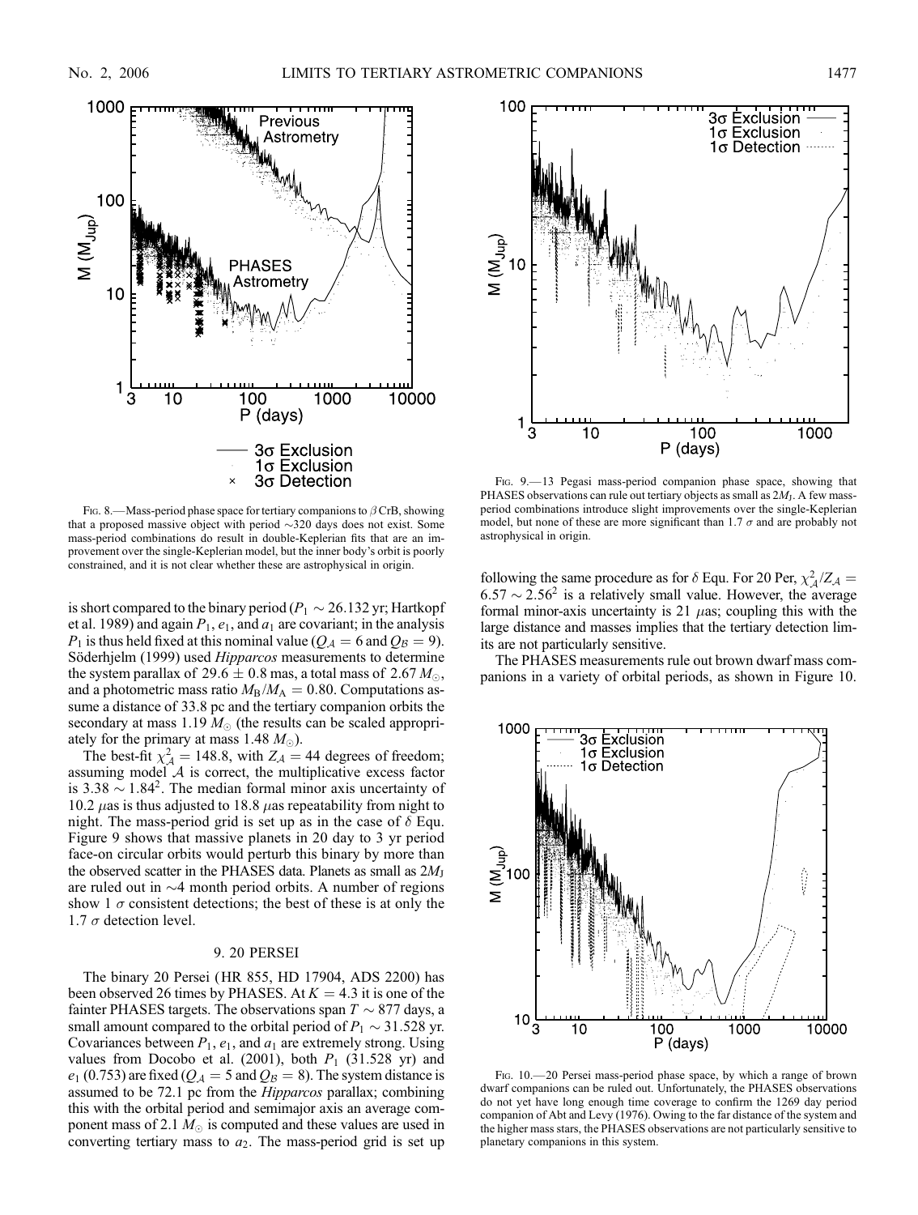Fig. 8.—Mass-period phase space for tertiary companions to $\beta$ CrB, showing that a proposed massive object with period ~320 days does not exist. Some mass-period combinations do result in double-Keplerian fits that are an improvement over the single-Keplerian model, but the inner body's orbit is poorly constrained, and it is not clear whether these are astrophysical in origin.

is short compared to the binary period ($P_1 \sim 26.132$ yr; Hartkopf et al. 1989) and again $P_1$, $e_1$, and $a_1$ are covariant; in the analysis $P_1$ is thus held fixed at this nominal value ($Q_{\mathcal{A}} = 6$ and $Q_{\mathcal{B}} = 9$). Söderhjelm (1999) used *Hipparcos* measurements to determine the system parallax of $29.6 \pm 0.8$ mas, a total mass of 2.67 $M_{\odot}$, and a photometric mass ratio $M_{\rm B}/M_{\rm A} = 0.80$. Computations assume a distance of 33.8 pc and the tertiary companion orbits the secondary at mass 1.19 $M_{\odot}$ (the results can be scaled appropriately for the primary at mass 1.48 $M_{\odot}$).

The best-fit $\chi^2_{\mathcal{A}} = 148.8$, with $Z_{\mathcal{A}} = 44$ degrees of freedom; assuming model $\mathcal{A}$ is correct, the multiplicative excess factor is $3.38 \sim 1.84^2$. The median formal minor axis uncertainty of 10.2 $\mu$as is thus adjusted to 18.8 $\mu$as repeatability from night to night. The mass-period grid is set up as in the case of $\delta$ Equ. Figure 9 shows that massive planets in 20 day to 3 yr period face-on circular orbits would perturb this binary by more than the observed scatter in the PHASES data. Planets as small as $2M_{\rm J}$ are ruled out in ~4 month period orbits. A number of regions show 1 $\sigma$ consistent detections; the best of these is at only the 1.7 $\sigma$ detection level.

## 9. 20 PERSEI

The binary 20 Persei (HR 855, HD 17904, ADS 2200) has been observed 26 times by PHASES. At $K = 4.3$ it is one of the fainter PHASES targets. The observations span $T \sim 877$ days, a small amount compared to the orbital period of $P_1 \sim 31.528$ yr. Covariances between $P_1$, $e_1$, and $a_1$ are extremely strong. Using values from Docobo et al. (2001), both $P_1$ (31.528 yr) and $e_1$ (0.753) are fixed ($Q_{\mathcal{A}} = 5$ and $Q_{\mathcal{B}} = 8$). The system distance is assumed to be 72.1 pc from the *Hipparcos* parallax; combining this with the orbital period and semimajor axis an average component mass of 2.1 $M_{\odot}$ is computed and these values are used in converting tertiary mass to $a_2$. The mass-period grid is set up following the same procedure as for $\delta$ Equ. For 20 Per, $\chi^2_{\mathcal{A}}/Z_{\mathcal{A}} = 6.57 \sim 2.56^2$ is a relatively small value. However, the average formal minor-axis uncertainty is 21 $\mu$as; coupling this with the large distance and masses implies that the tertiary detection limits are not particularly sensitive.

The PHASES measurements rule out brown dwarf mass companions in a variety of orbital periods, as shown in Figure 10.

Fig. 9.—13 Pegasi mass-period companion phase space, showing that PHASES observations can rule out tertiary objects as small as $2M_{\rm J}$. A few mass-period combinations introduce slight improvements over the single-Keplerian model, but none of these are more significant than 1.7 $\sigma$ and are probably not astrophysical in origin.

Fig. 10.—20 Persei mass-period phase space, by which a range of brown dwarf companions can be ruled out. Unfortunately, the PHASES observations do not yet have long enough time coverage to confirm the 1269 day period companion of Abt and Levy (1976). Owing to the far distance of the system and the higher mass stars, the PHASES observations are not particularly sensitive to planetary companions in this system.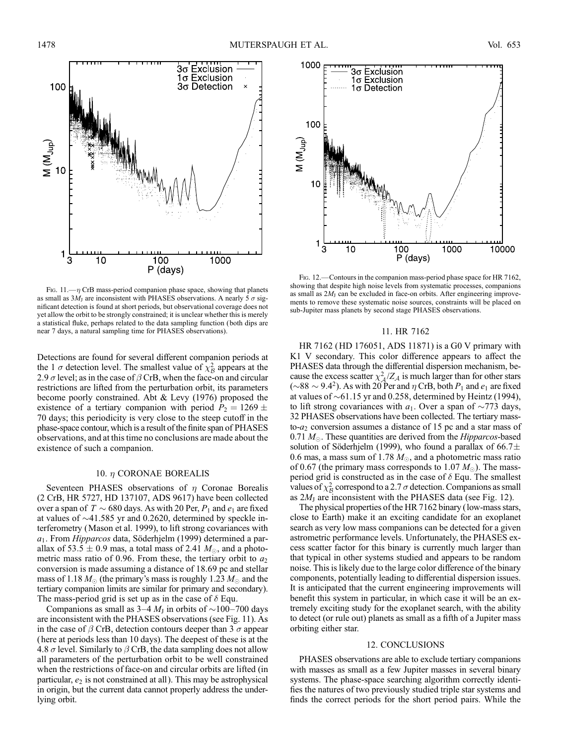Fig. 11.—$\eta$ CrB mass-period companion phase space, showing that planets as small as $3 M_J$ are inconsistent with PHASES observations. A nearly 5 $\sigma$ significant detection is found at short periods, but observational coverage does not yet allow the orbit to be strongly constrained; it is unclear whether this is merely a statistical fluke, perhaps related to the data sampling function (both dips are near 7 days, a natural sampling time for PHASES observations).

Fig. 12.—Contours in the companion mass-period phase space for HR 7162, showing that despite high noise levels from systematic processes, companions as small as $2 M_J$ can be excluded in face-on orbits. After engineering improvements to remove these systematic noise sources, constraints will be placed on sub-Jupiter mass planets by second stage PHASES observations.

Detections are found for several different companion periods at the 1 $\sigma$ detection level. The smallest value of $\chi^2_B$ appears at the 2.9 $\sigma$ level; as in the case of $\beta$ CrB, when the face-on and circular restrictions are lifted from the perturbation orbit, its parameters become poorly constrained. Abt & Levy (1976) proposed the existence of a tertiary companion with period $P_2 = 1269 \pm 70$ days; this periodicity is very close to the steep cutoff in the phase-space contour, which is a result of the finite span of PHASES observations, and at this time no conclusions are made about the existence of such a companion.

## 10. $\eta$ CORONAE BOREALIS

Seventeen PHASES observations of $\eta$ Coronae Borealis (2 CrB, HR 5727, HD 137107, ADS 9617) have been collected over a span of $T \sim 680$ days. As with 20 Per, $P_1$ and $e_1$ are fixed at values of $\sim$41.585 yr and 0.2620, determined by speckle interferometry (Mason et al. 1999), to lift strong covariances with $a_1$. From *Hipparcos* data, Söderhjelm (1999) determined a parallax of $53.5 \pm 0.9$ mas, a total mass of 2.41 $M_\odot$, and a photometric mass ratio of 0.96. From these, the tertiary orbit to $a_2$ conversion is made assuming a distance of 18.69 pc and stellar mass of 1.18 $M_\odot$ (the primary's mass is roughly 1.23 $M_\odot$ and the tertiary companion limits are similar for primary and secondary). The mass-period grid is set up as in the case of $\delta$ Equ.

Companions as small as 3–4 $M_J$ in orbits of $\sim$100–700 days are inconsistent with the PHASES observations (see Fig. 11). As in the case of $\beta$ CrB, detection contours deeper than 3 $\sigma$ appear (here at periods less than 10 days). The deepest of these is at the 4.8 $\sigma$ level. Similarly to $\beta$ CrB, the data sampling does not allow all parameters of the perturbation orbit to be well constrained when the restrictions of face-on and circular orbits are lifted (in particular, $e_2$ is not constrained at all). This may be astrophysical in origin, but the current data cannot properly address the underlying orbit.

## 11. HR 7162

HR 7162 (HD 176051, ADS 11871) is a G0 V primary with K1 V secondary. This color difference appears to affect the PHASES data through the differential dispersion mechanism, because the excess scatter $\chi^2_A/Z_A$ is much larger than for other stars ($\sim 88 \sim 9.4^2$). As with 20 Per and $\eta$ CrB, both $P_1$ and $e_1$ are fixed at values of $\sim$61.15 yr and 0.258, determined by Heintz (1994), to lift strong covariances with $a_1$. Over a span of $\sim$773 days, 32 PHASES observations have been collected. The tertiary mass-to-$a_2$ conversion assumes a distance of 15 pc and a star mass of 0.71 $M_\odot$. These quantities are derived from the *Hipparcos*-based solution of Söderhjelm (1999), who found a parallax of $66.7 \pm 0.6$ mas, a mass sum of 1.78 $M_\odot$, and a photometric mass ratio of 0.67 (the primary mass corresponds to 1.07 $M_\odot$). The mass-period grid is constructed as in the case of $\delta$ Equ. The smallest values of $\chi^2_B$ correspond to a 2.7 $\sigma$ detection. Companions as small as $2 M_J$ are inconsistent with the PHASES data (see Fig. 12).

The physical properties of the HR 7162 binary (low-mass stars, close to Earth) make it an exciting candidate for an exoplanet search as very low mass companions can be detected for a given astrometric performance levels. Unfortunately, the PHASES excess scatter factor for this binary is currently much larger than that typical in other systems studied and appears to be random noise. This is likely due to the large color difference of the binary components, potentially leading to differential dispersion issues. It is anticipated that the current engineering improvements will benefit this system in particular, in which case it will be an extremely exciting study for the exoplanet search, with the ability to detect (or rule out) planets as small as a fifth of a Jupiter mass orbiting either star.

## 12. CONCLUSIONS

PHASES observations are able to exclude tertiary companions with masses as small as a few Jupiter masses in several binary systems. The phase-space searching algorithm correctly identifies the natures of two previously studied triple star systems and finds the correct periods for the short period pairs. While the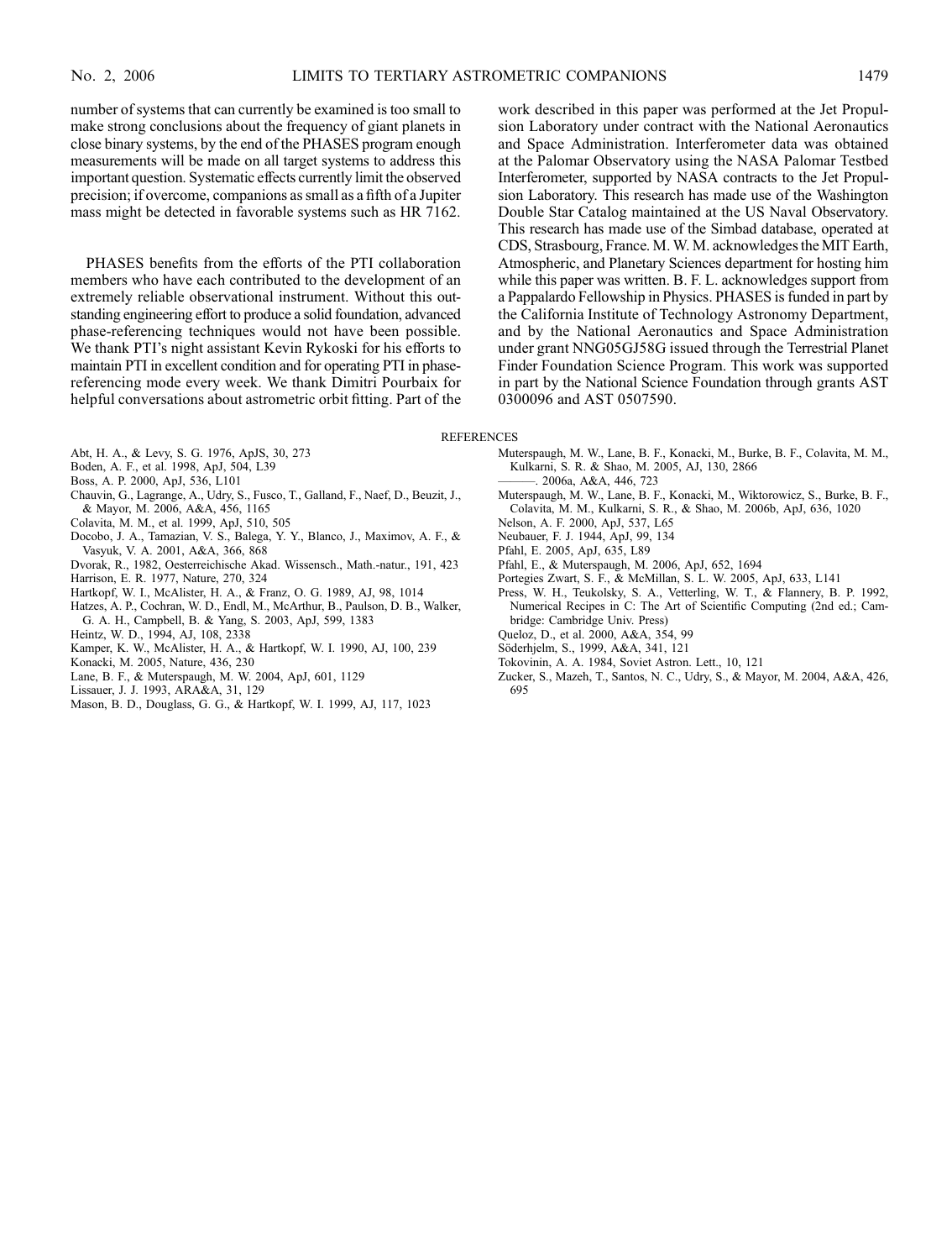number of systems that can currently be examined is too small to make strong conclusions about the frequency of giant planets in close binary systems, by the end of the PHASES program enough measurements will be made on all target systems to address this important question. Systematic effects currently limit the observed precision; if overcome, companions as small as a fifth of a Jupiter mass might be detected in favorable systems such as HR 7162.

PHASES benefits from the efforts of the PTI collaboration members who have each contributed to the development of an extremely reliable observational instrument. Without this outstanding engineering effort to produce a solid foundation, advanced phase-referencing techniques would not have been possible. We thank PTI's night assistant Kevin Rykoski for his efforts to maintain PTI in excellent condition and for operating PTI in phase-referencing mode every week. We thank Dimitri Pourbaix for helpful conversations about astrometric orbit fitting. Part of the work described in this paper was performed at the Jet Propulsion Laboratory under contract with the National Aeronautics and Space Administration. Interferometer data was obtained at the Palomar Observatory using the NASA Palomar Testbed Interferometer, supported by NASA contracts to the Jet Propulsion Laboratory. This research has made use of the Washington Double Star Catalog maintained at the US Naval Observatory. This research has made use of the Simbad database, operated at CDS, Strasbourg, France. M. W. M. acknowledges the MIT Earth, Atmospheric, and Planetary Sciences department for hosting him while this paper was written. B. F. L. acknowledges support from a Pappalardo Fellowship in Physics. PHASES is funded in part by the California Institute of Technology Astronomy Department, and by the National Aeronautics and Space Administration under grant NNG05GJ58G issued through the Terrestrial Planet Finder Foundation Science Program. This work was supported in part by the National Science Foundation through grants AST 0300096 and AST 0507590.

## REFERENCES

Abt, H. A., & Levy, S. G. 1976, ApJS, 30, 273
Boden, A. F., et al. 1998, ApJ, 504, L39
Boss, A. P. 2000, ApJ, 536, L101
Chauvin, G., Lagrange, A., Udry, S., Fusco, T., Galland, F., Naef, D., Beuzit, J., & Mayor, M. 2006, A&A, 456, 1165
Colavita, M. M., et al. 1999, ApJ, 510, 505
Docobo, J. A., Tamazian, V. S., Balega, Y. Y., Blanco, J., Maximov, A. F., & Vasyuk, V. A. 2001, A&A, 366, 868
Dvorak, R., 1982, Oesterreichische Akad. Wissensch., Math.-natur., 191, 423
Harrison, E. R. 1977, Nature, 270, 324
Hartkopf, W. I., McAlister, H. A., & Franz, O. G. 1989, AJ, 98, 1014
Hatzes, A. P., Cochran, W. D., Endl, M., McArthur, B., Paulson, D. B., Walker, G. A. H., Campbell, B. & Yang, S. 2003, ApJ, 599, 1383
Heintz, W. D., 1994, AJ, 108, 2338
Kamper, K. W., McAlister, H. A., & Hartkopf, W. I. 1990, AJ, 100, 239
Konacki, M. 2005, Nature, 436, 230
Lane, B. F., & Muterspaugh, M. W. 2004, ApJ, 601, 1129
Lissauer, J. J. 1993, ARA&A, 31, 129
Mason, B. D., Douglass, G. G., & Hartkopf, W. I. 1999, AJ, 117, 1023
Muterspaugh, M. W., Lane, B. F., Konacki, M., Burke, B. F., Colavita, M. M., Kulkarni, S. R. & Shao, M. 2005, AJ, 130, 2866
———. 2006a, A&A, 446, 723
Muterspaugh, M. W., Lane, B. F., Konacki, M., Wiktorowicz, S., Burke, B. F., Colavita, M. M., Kulkarni, S. R., & Shao, M. 2006b, ApJ, 636, 1020
Nelson, A. F. 2000, ApJ, 537, L65
Neubauer, F. J. 1944, ApJ, 99, 134
Pfahl, E. 2005, ApJ, 635, L89
Pfahl, E., & Muterspaugh, M. 2006, ApJ, 652, 1694
Portegies Zwart, S. F., & McMillan, S. L. W. 2005, ApJ, 633, L141
Press, W. H., Teukolsky, S. A., Vetterling, W. T., & Flannery, B. P. 1992, Numerical Recipes in C: The Art of Scientific Computing (2nd ed.; Cambridge: Cambridge Univ. Press)
Queloz, D., et al. 2000, A&A, 354, 99
Söderhjelm, S., 1999, A&A, 341, 121
Tokovinin, A. A. 1984, Soviet Astron. Lett., 10, 121
Zucker, S., Mazeh, T., Santos, N. C., Udry, S., & Mayor, M. 2004, A&A, 426, 695